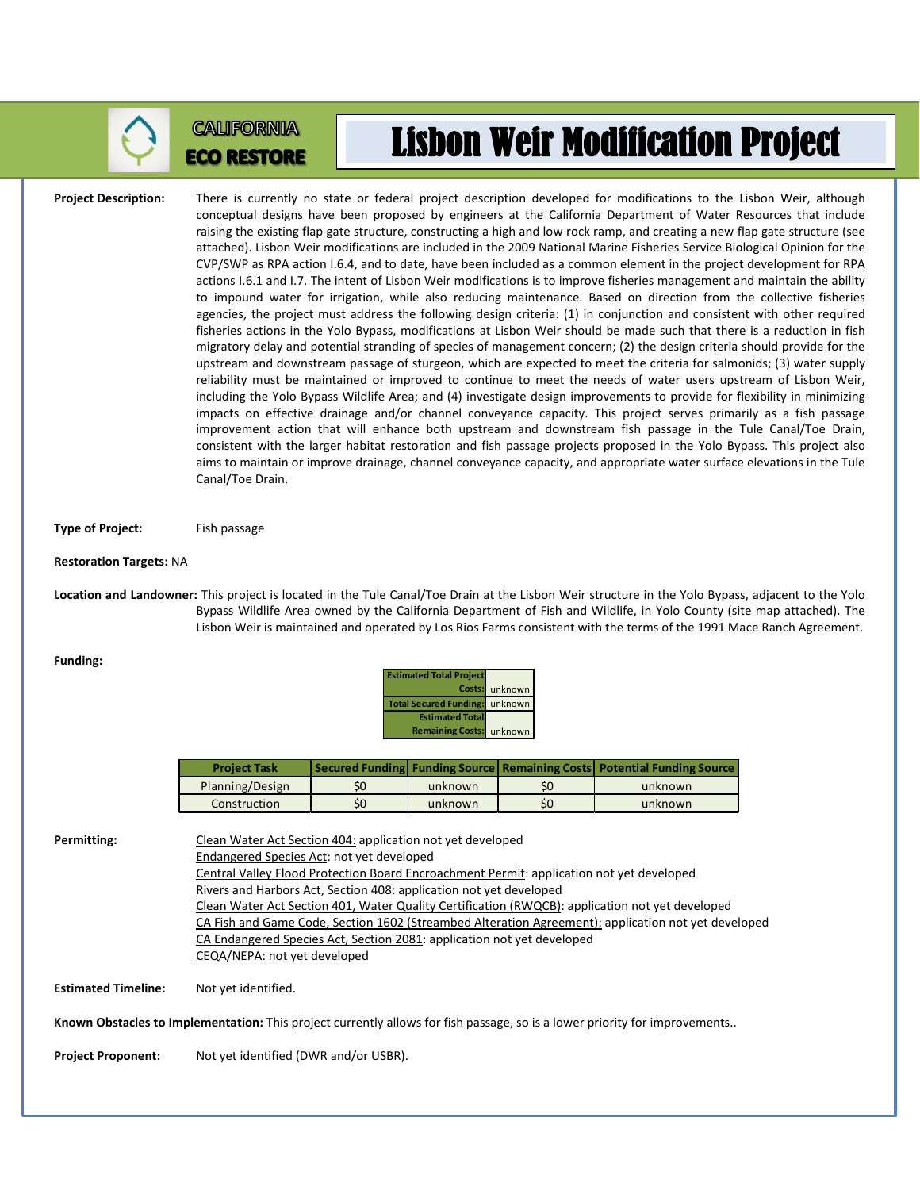CALIFORNIA ECO RESTORE

# Lisbon Weir Modification Project

**Project Description:** There is currently no state or federal project description developed for modifications to the Lisbon Weir, although conceptual designs have been proposed by engineers at the California Department of Water Resources that include raising the existing flap gate structure, constructing a high and low rock ramp, and creating a new flap gate structure (see attached). Lisbon Weir modifications are included in the 2009 National Marine Fisheries Service Biological Opinion for the CVP/SWP as RPA action I.6.4, and to date, have been included as a common element in the project development for RPA actions I.6.1 and I.7. The intent of Lisbon Weir modifications is to improve fisheries management and maintain the ability to impound water for irrigation, while also reducing maintenance. Based on direction from the collective fisheries agencies, the project must address the following design criteria: (1) in conjunction and consistent with other required fisheries actions in the Yolo Bypass, modifications at Lisbon Weir should be made such that there is a reduction in fish migratory delay and potential stranding of species of management concern; (2) the design criteria should provide for the upstream and downstream passage of sturgeon, which are expected to meet the criteria for salmonids; (3) water supply reliability must be maintained or improved to continue to meet the needs of water users upstream of Lisbon Weir, including the Yolo Bypass Wildlife Area; and (4) investigate design improvements to provide for flexibility in minimizing impacts on effective drainage and/or channel conveyance capacity. This project serves primarily as a fish passage improvement action that will enhance both upstream and downstream fish passage in the Tule Canal/Toe Drain, consistent with the larger habitat restoration and fish passage projects proposed in the Yolo Bypass. This project also aims to maintain or improve drainage, channel conveyance capacity, and appropriate water surface elevations in the Tule Canal/Toe Drain.

**Type of Project:** Fish passage

**Restoration Targets:** NA

**Location and Landowner:** This project is located in the Tule Canal/Toe Drain at the Lisbon Weir structure in the Yolo Bypass, adjacent to the Yolo Bypass Wildlife Area owned by the California Department of Fish and Wildlife, in Yolo County (site map attached). The Lisbon Weir is maintained and operated by Los Rios Farms consistent with the terms of the 1991 Mace Ranch Agreement.

**Funding:**

| | |
|---|---|
| Estimated Total Project Costs: | unknown |
| Total Secured Funding: | unknown |
| Estimated Total Remaining Costs: | unknown |

| Project Task | Secured Funding | Funding Source | Remaining Costs | Potential Funding Source |
|---|---|---|---|---|
| Planning/Design | $0 | unknown | $0 | unknown |
| Construction | $0 | unknown | $0 | unknown |

**Permitting:**

Clean Water Act Section 404: application not yet developed
Endangered Species Act: not yet developed
Central Valley Flood Protection Board Encroachment Permit: application not yet developed
Rivers and Harbors Act, Section 408: application not yet developed
Clean Water Act Section 401, Water Quality Certification (RWQCB): application not yet developed
CA Fish and Game Code, Section 1602 (Streambed Alteration Agreement): application not yet developed
CA Endangered Species Act, Section 2081: application not yet developed
CEQA/NEPA: not yet developed

**Estimated Timeline:** Not yet identified.

**Known Obstacles to Implementation:** This project currently allows for fish passage, so is a lower priority for improvements..

**Project Proponent:** Not yet identified (DWR and/or USBR).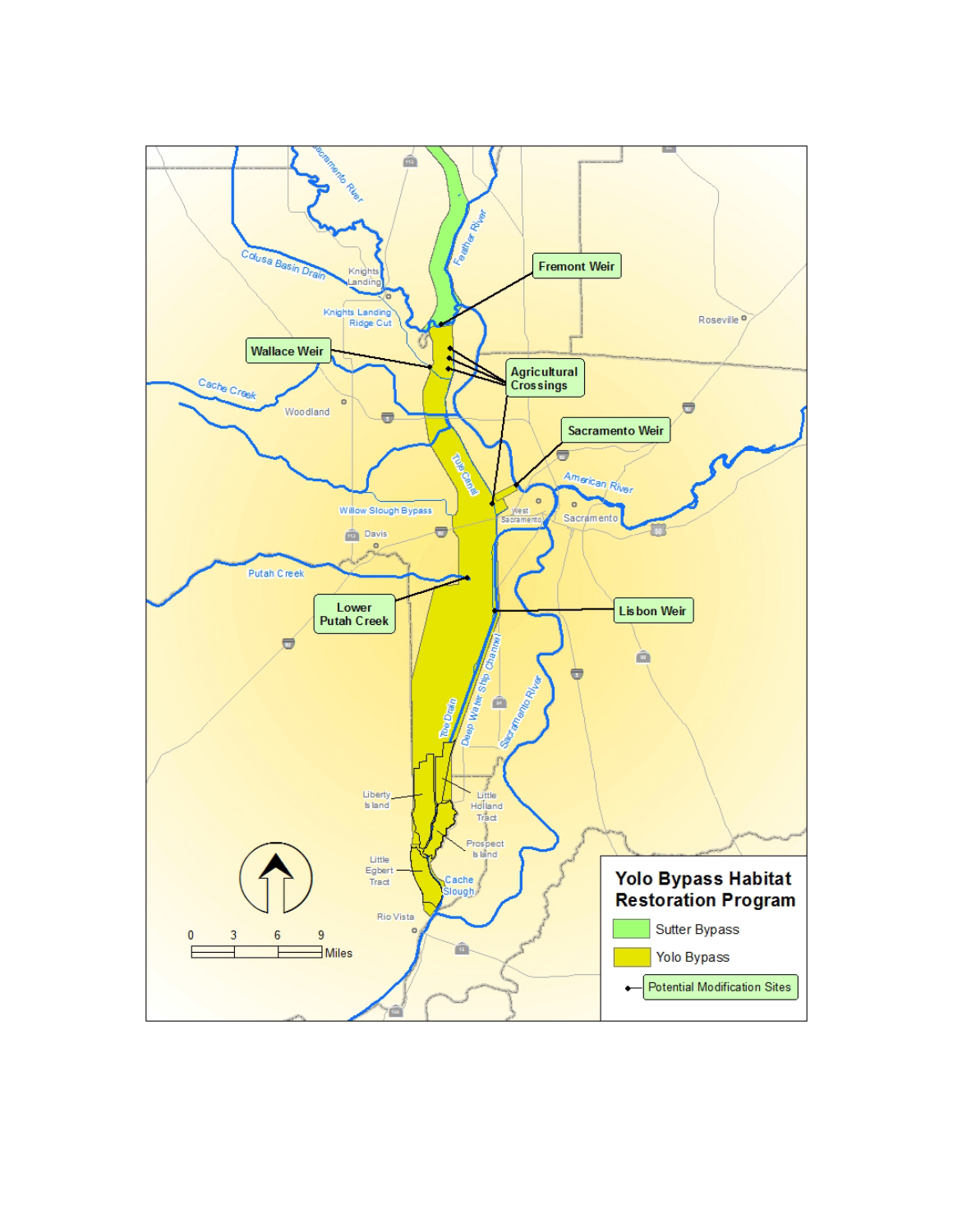**Yolo Bypass Habitat Restoration Program**

- Sutter Bypass
- Yolo Bypass
- Potential Modification Sites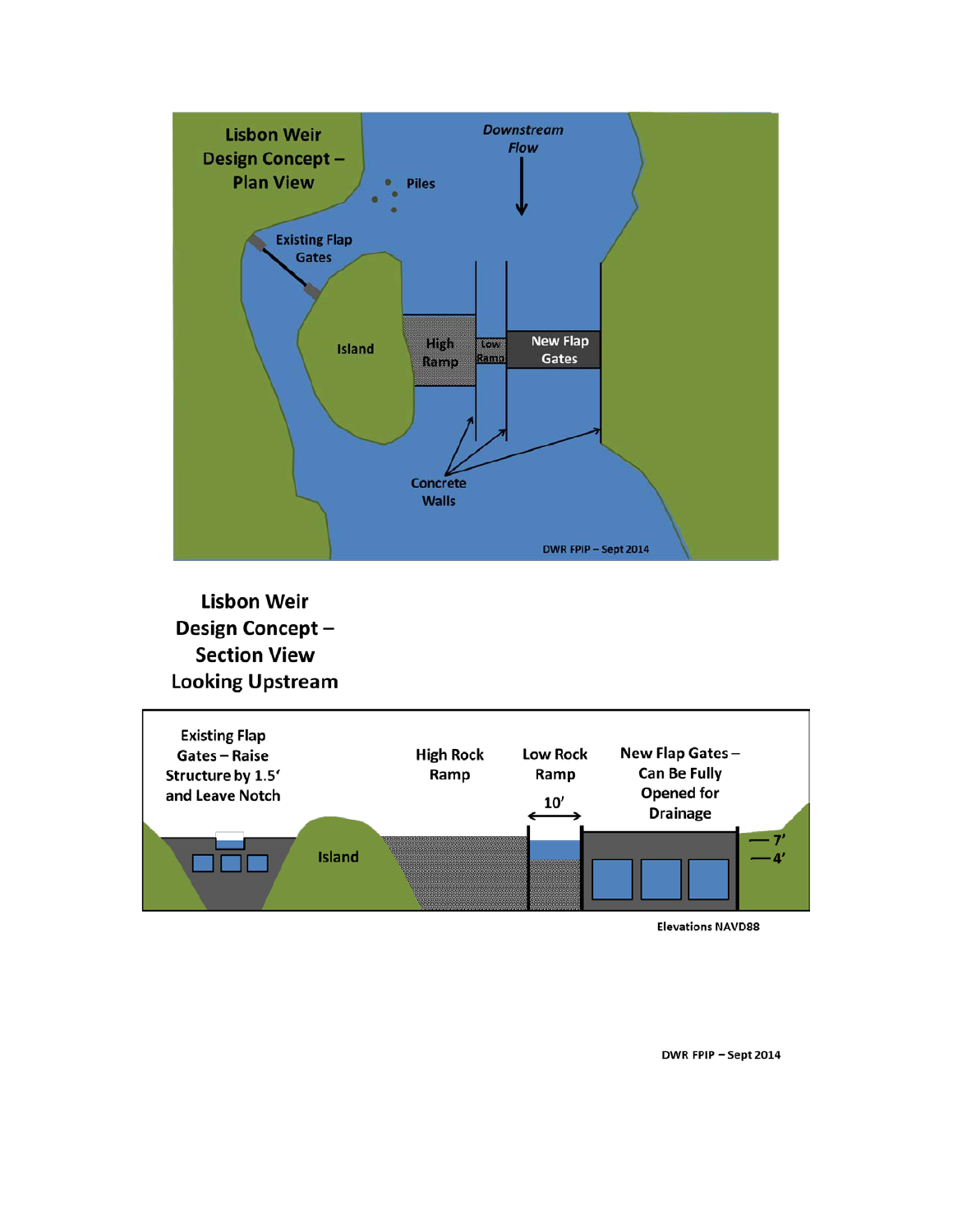Lisbon Weir
Design Concept –
Plan View

Downstream
Flow

Piles

Existing Flap
Gates

Island

High
Ramp

Low
Ramp

New Flap
Gates

Concrete
Walls

DWR FPIP – Sept 2014

Lisbon Weir
Design Concept –
Section View
Looking Upstream

Existing Flap
Gates – Raise
Structure by 1.5'
and Leave Notch

Island

High Rock
Ramp

Low Rock
Ramp

10'

New Flap Gates –
Can Be Fully
Opened for
Drainage

7'

4'

Elevations NAVD88

DWR FPIP – Sept 2014